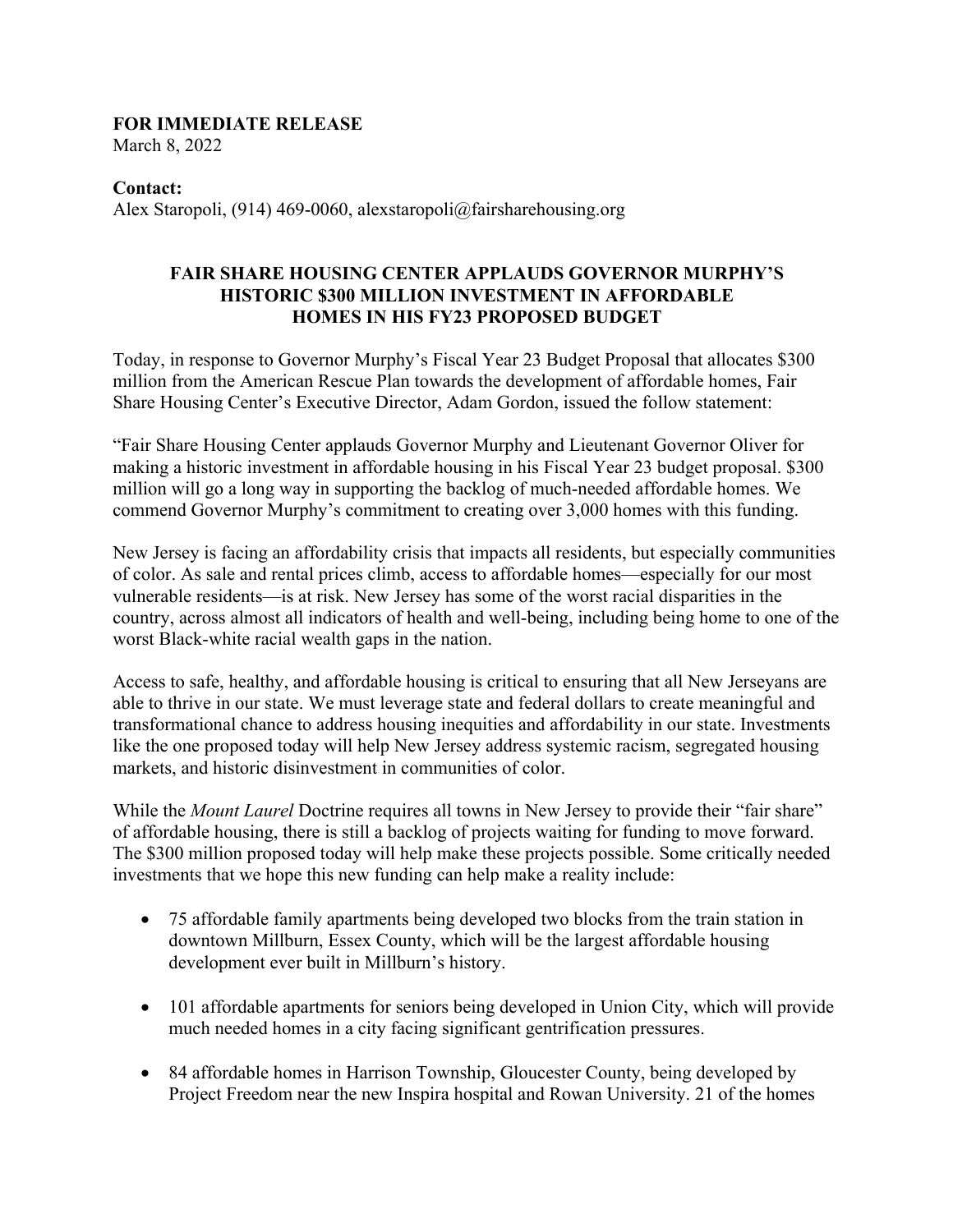**FOR IMMEDIATE RELEASE**
March 8, 2022

**Contact:**
Alex Staropoli, (914) 469-0060, alexstaropoli@fairsharehousing.org

**FAIR SHARE HOUSING CENTER APPLAUDS GOVERNOR MURPHY'S HISTORIC $300 MILLION INVESTMENT IN AFFORDABLE HOMES IN HIS FY23 PROPOSED BUDGET**

Today, in response to Governor Murphy's Fiscal Year 23 Budget Proposal that allocates $300 million from the American Rescue Plan towards the development of affordable homes, Fair Share Housing Center's Executive Director, Adam Gordon, issued the follow statement:

"Fair Share Housing Center applauds Governor Murphy and Lieutenant Governor Oliver for making a historic investment in affordable housing in his Fiscal Year 23 budget proposal. $300 million will go a long way in supporting the backlog of much-needed affordable homes. We commend Governor Murphy's commitment to creating over 3,000 homes with this funding.

New Jersey is facing an affordability crisis that impacts all residents, but especially communities of color. As sale and rental prices climb, access to affordable homes—especially for our most vulnerable residents—is at risk. New Jersey has some of the worst racial disparities in the country, across almost all indicators of health and well-being, including being home to one of the worst Black-white racial wealth gaps in the nation.

Access to safe, healthy, and affordable housing is critical to ensuring that all New Jerseyans are able to thrive in our state. We must leverage state and federal dollars to create meaningful and transformational chance to address housing inequities and affordability in our state. Investments like the one proposed today will help New Jersey address systemic racism, segregated housing markets, and historic disinvestment in communities of color.

While the *Mount Laurel* Doctrine requires all towns in New Jersey to provide their "fair share" of affordable housing, there is still a backlog of projects waiting for funding to move forward. The $300 million proposed today will help make these projects possible. Some critically needed investments that we hope this new funding can help make a reality include:

- 75 affordable family apartments being developed two blocks from the train station in downtown Millburn, Essex County, which will be the largest affordable housing development ever built in Millburn's history.

- 101 affordable apartments for seniors being developed in Union City, which will provide much needed homes in a city facing significant gentrification pressures.

- 84 affordable homes in Harrison Township, Gloucester County, being developed by Project Freedom near the new Inspira hospital and Rowan University. 21 of the homes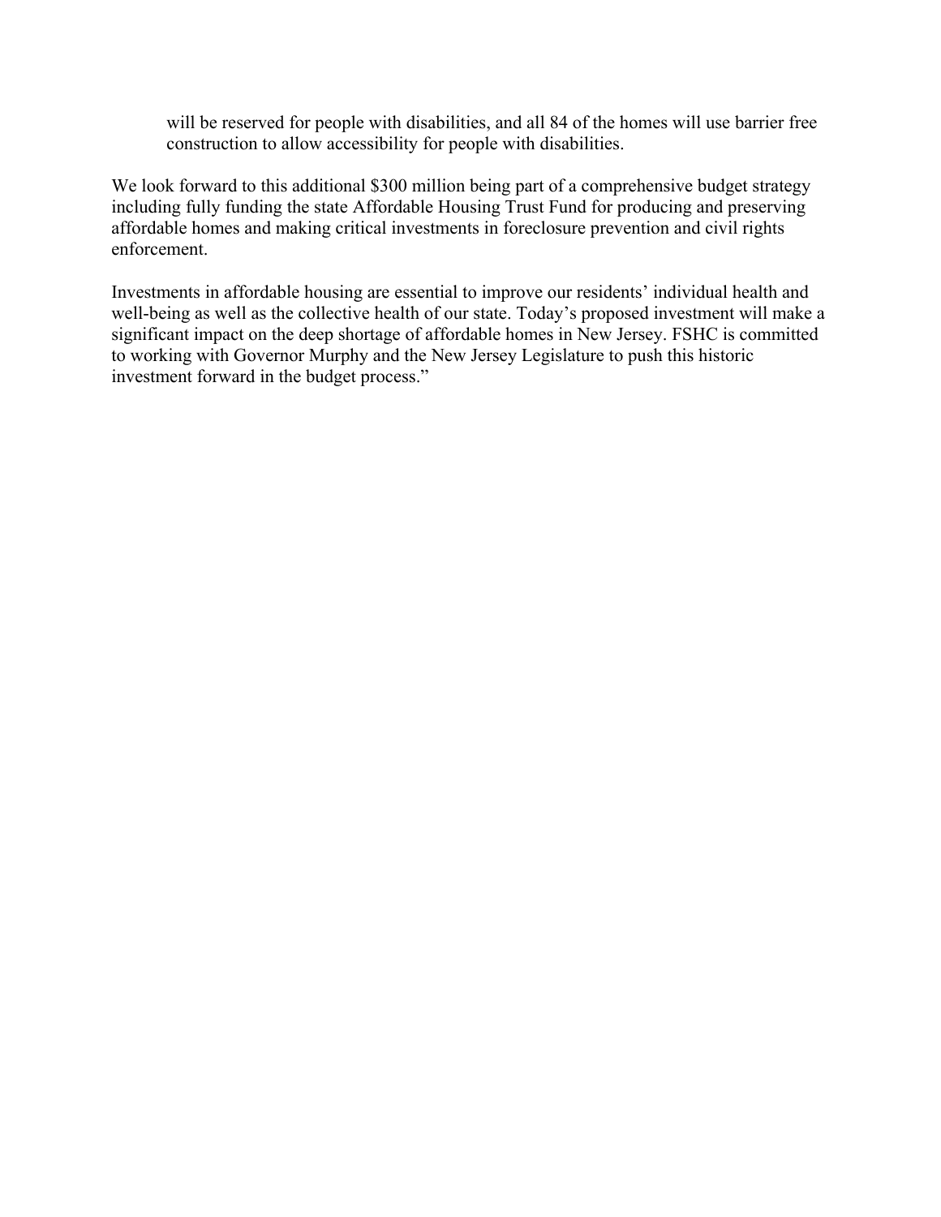will be reserved for people with disabilities, and all 84 of the homes will use barrier free construction to allow accessibility for people with disabilities.

We look forward to this additional $300 million being part of a comprehensive budget strategy including fully funding the state Affordable Housing Trust Fund for producing and preserving affordable homes and making critical investments in foreclosure prevention and civil rights enforcement.

Investments in affordable housing are essential to improve our residents' individual health and well-being as well as the collective health of our state. Today's proposed investment will make a significant impact on the deep shortage of affordable homes in New Jersey. FSHC is committed to working with Governor Murphy and the New Jersey Legislature to push this historic investment forward in the budget process."